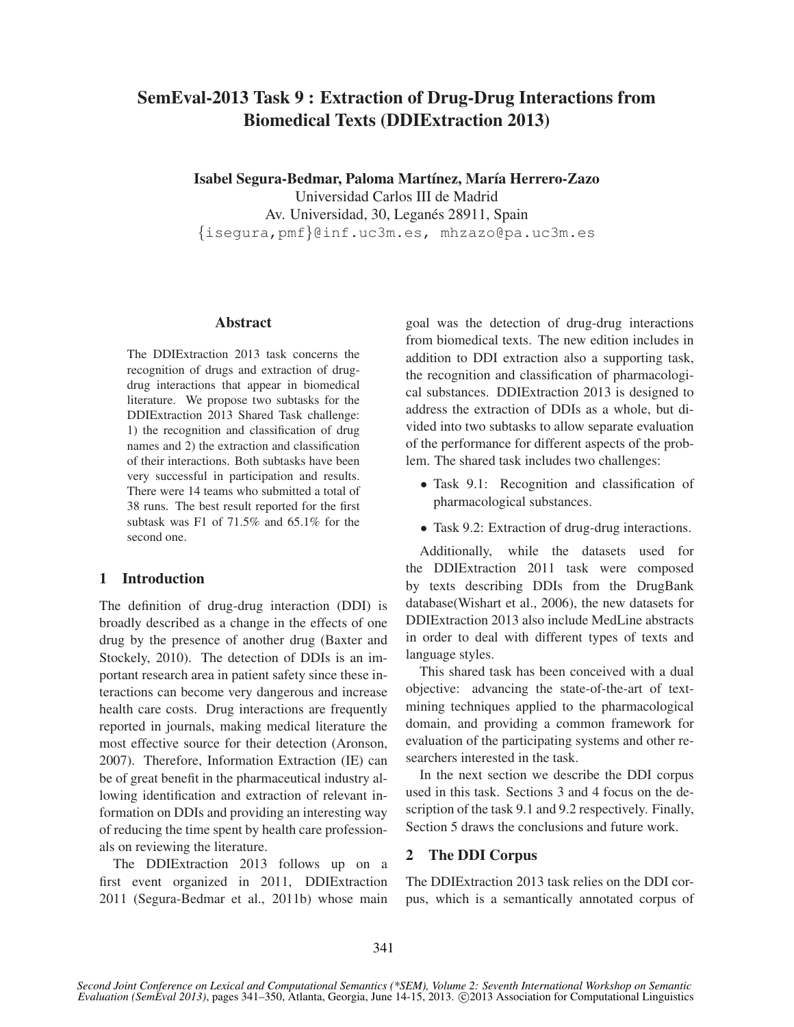# SemEval-2013 Task 9 : Extraction of Drug-Drug Interactions from Biomedical Texts (DDIExtraction 2013)

**Isabel Segura-Bedmar, Paloma Martínez, María Herrero-Zazo**
Universidad Carlos III de Madrid
Av. Universidad, 30, Leganés 28911, Spain
{isegura,pmf}@inf.uc3m.es, mhzazo@pa.uc3m.es

## Abstract

The DDIExtraction 2013 task concerns the recognition of drugs and extraction of drug-drug interactions that appear in biomedical literature. We propose two subtasks for the DDIExtraction 2013 Shared Task challenge: 1) the recognition and classification of drug names and 2) the extraction and classification of their interactions. Both subtasks have been very successful in participation and results. There were 14 teams who submitted a total of 38 runs. The best result reported for the first subtask was F1 of 71.5% and 65.1% for the second one.

## 1 Introduction

The definition of drug-drug interaction (DDI) is broadly described as a change in the effects of one drug by the presence of another drug (Baxter and Stockely, 2010). The detection of DDIs is an important research area in patient safety since these interactions can become very dangerous and increase health care costs. Drug interactions are frequently reported in journals, making medical literature the most effective source for their detection (Aronson, 2007). Therefore, Information Extraction (IE) can be of great benefit in the pharmaceutical industry allowing identification and extraction of relevant information on DDIs and providing an interesting way of reducing the time spent by health care professionals on reviewing the literature.

The DDIExtraction 2013 follows up on a first event organized in 2011, DDIExtraction 2011 (Segura-Bedmar et al., 2011b) whose main goal was the detection of drug-drug interactions from biomedical texts. The new edition includes in addition to DDI extraction also a supporting task, the recognition and classification of pharmacological substances. DDIExtraction 2013 is designed to address the extraction of DDIs as a whole, but divided into two subtasks to allow separate evaluation of the performance for different aspects of the problem. The shared task includes two challenges:

- Task 9.1: Recognition and classification of pharmacological substances.
- Task 9.2: Extraction of drug-drug interactions.

Additionally, while the datasets used for the DDIExtraction 2011 task were composed by texts describing DDIs from the DrugBank database(Wishart et al., 2006), the new datasets for DDIExtraction 2013 also include MedLine abstracts in order to deal with different types of texts and language styles.

This shared task has been conceived with a dual objective: advancing the state-of-the-art of text-mining techniques applied to the pharmacological domain, and providing a common framework for evaluation of the participating systems and other researchers interested in the task.

In the next section we describe the DDI corpus used in this task. Sections 3 and 4 focus on the description of the task 9.1 and 9.2 respectively. Finally, Section 5 draws the conclusions and future work.

## 2 The DDI Corpus

The DDIExtraction 2013 task relies on the DDI corpus, which is a semantically annotated corpus of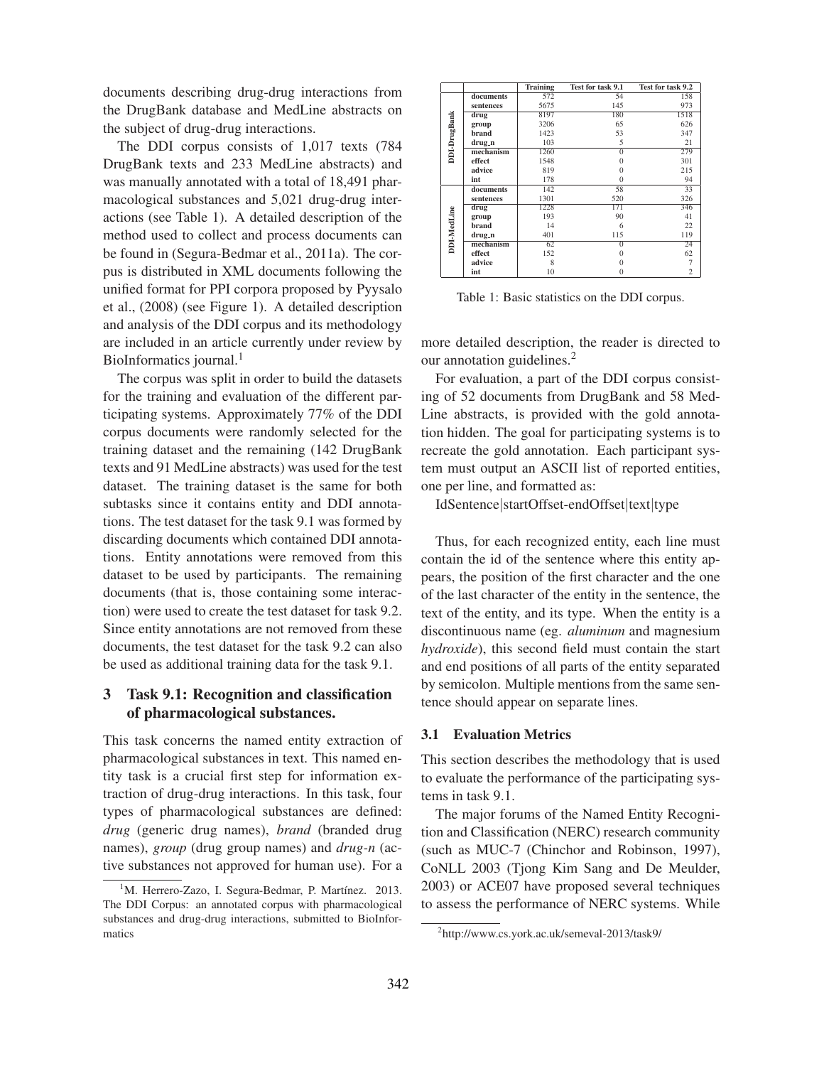documents describing drug-drug interactions from the DrugBank database and MedLine abstracts on the subject of drug-drug interactions.

The DDI corpus consists of 1,017 texts (784 DrugBank texts and 233 MedLine abstracts) and was manually annotated with a total of 18,491 pharmacological substances and 5,021 drug-drug interactions (see Table 1). A detailed description of the method used to collect and process documents can be found in (Segura-Bedmar et al., 2011a). The corpus is distributed in XML documents following the unified format for PPI corpora proposed by Pyysalo et al., (2008) (see Figure 1). A detailed description and analysis of the DDI corpus and its methodology are included in an article currently under review by BioInformatics journal.[1]

The corpus was split in order to build the datasets for the training and evaluation of the different participating systems. Approximately 77% of the DDI corpus documents were randomly selected for the training dataset and the remaining (142 DrugBank texts and 91 MedLine abstracts) was used for the test dataset. The training dataset is the same for both subtasks since it contains entity and DDI annotations. The test dataset for the task 9.1 was formed by discarding documents which contained DDI annotations. Entity annotations were removed from this dataset to be used by participants. The remaining documents (that is, those containing some interaction) were used to create the test dataset for task 9.2. Since entity annotations are not removed from these documents, the test dataset for the task 9.2 can also be used as additional training data for the task 9.1.

| | | Training | Test for task 9.1 | Test for task 9.2 |
|---|---|---|---|---|
| DDI-DrugBank | documents | 572 | 54 | 158 |
| | sentences | 5675 | 145 | 973 |
| | drug | 8197 | 180 | 1518 |
| | group | 3206 | 65 | 626 |
| | brand | 1423 | 53 | 347 |
| | drug_n | 103 | 5 | 21 |
| | mechanism | 1260 | 0 | 279 |
| | effect | 1548 | 0 | 301 |
| | advice | 819 | 0 | 215 |
| | int | 178 | 0 | 94 |
| DDI-MedLine | documents | 142 | 58 | 33 |
| | sentences | 1301 | 520 | 326 |
| | drug | 1228 | 171 | 346 |
| | group | 193 | 90 | 41 |
| | brand | 14 | 6 | 22 |
| | drug_n | 401 | 115 | 119 |
| | mechanism | 62 | 0 | 24 |
| | effect | 152 | 0 | 62 |
| | advice | 8 | 0 | 7 |
| | int | 10 | 0 | 2 |

Table 1: Basic statistics on the DDI corpus.

## 3 Task 9.1: Recognition and classification of pharmacological substances.

This task concerns the named entity extraction of pharmacological substances in text. This named entity task is a crucial first step for information extraction of drug-drug interactions. In this task, four types of pharmacological substances are defined: *drug* (generic drug names), *brand* (branded drug names), *group* (drug group names) and *drug-n* (active substances not approved for human use). For a more detailed description, the reader is directed to our annotation guidelines.[2]

For evaluation, a part of the DDI corpus consisting of 52 documents from DrugBank and 58 MedLine abstracts, is provided with the gold annotation hidden. The goal for participating systems is to recreate the gold annotation. Each participant system must output an ASCII list of reported entities, one per line, and formatted as:

IdSentence|startOffset-endOffset|text|type

Thus, for each recognized entity, each line must contain the id of the sentence where this entity appears, the position of the first character and the one of the last character of the entity in the sentence, the text of the entity, and its type. When the entity is a discontinuous name (eg. *aluminum* and magnesium *hydroxide*), this second field must contain the start and end positions of all parts of the entity separated by semicolon. Multiple mentions from the same sentence should appear on separate lines.

### 3.1 Evaluation Metrics

This section describes the methodology that is used to evaluate the performance of the participating systems in task 9.1.

The major forums of the Named Entity Recognition and Classification (NERC) research community (such as MUC-7 (Chinchor and Robinson, 1997), CoNLL 2003 (Tjong Kim Sang and De Meulder, 2003) or ACE07 have proposed several techniques to assess the performance of NERC systems. While

[1] M. Herrero-Zazo, I. Segura-Bedmar, P. Martínez. 2013. The DDI Corpus: an annotated corpus with pharmacological substances and drug-drug interactions, submitted to BioInformatics

[2] http://www.cs.york.ac.uk/semeval-2013/task9/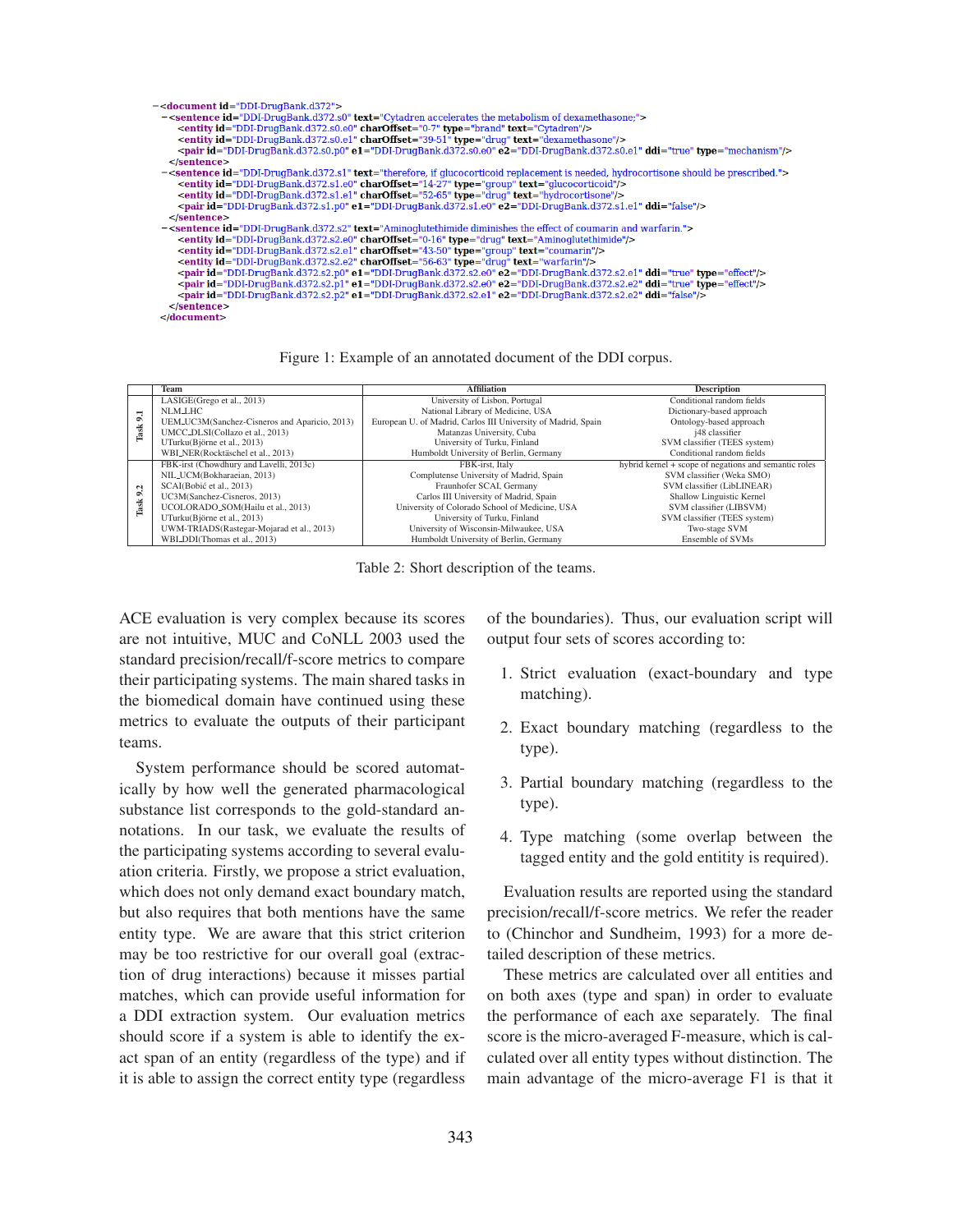```
-<document id="DDI-DrugBank.d372">
 -<sentence id="DDI-DrugBank.d372.s0" text="Cytadren accelerates the metabolism of dexamethasone;">
    <entity id="DDI-DrugBank.d372.s0.e0" charOffset="0-7" type="brand" text="Cytadren"/>
    <entity id="DDI-DrugBank.d372.s0.e1" charOffset="39-51" type="drug" text="dexamethasone"/>
    <pair id="DDI-DrugBank.d372.s0.p0" e1="DDI-DrugBank.d372.s0.e0" e2="DDI-DrugBank.d372.s0.e1" ddi="true" type="mechanism"/>
  </sentence>
 -<sentence id="DDI-DrugBank.d372.s1" text="therefore, if glucocorticoid replacement is needed, hydrocortisone should be prescribed.">
    <entity id="DDI-DrugBank.d372.s1.e0" charOffset="14-27" type="group" text="glucocorticoid"/>
    <entity id="DDI-DrugBank.d372.s1.e1" charOffset="52-65" type="drug" text="hydrocortisone"/>
    <pair id="DDI-DrugBank.d372.s1.p0" e1="DDI-DrugBank.d372.s1.e0" e2="DDI-DrugBank.d372.s1.e1" ddi="false"/>
  </sentence>
 -<sentence id="DDI-DrugBank.d372.s2" text="Aminoglutethimide diminishes the effect of coumarin and warfarin.">
    <entity id="DDI-DrugBank.d372.s2.e0" charOffset="0-16" type="drug" text="Aminoglutethimide"/>
    <entity id="DDI-DrugBank.d372.s2.e1" charOffset="43-50" type="group" text="coumarin"/>
    <entity id="DDI-DrugBank.d372.s2.e2" charOffset="56-63" type="drug" text="warfarin"/>
    <pair id="DDI-DrugBank.d372.s2.p0" e1="DDI-DrugBank.d372.s2.e0" e2="DDI-DrugBank.d372.s2.e1" ddi="true" type="effect"/>
    <pair id="DDI-DrugBank.d372.s2.p1" e1="DDI-DrugBank.d372.s2.e0" e2="DDI-DrugBank.d372.s2.e2" ddi="true" type="effect"/>
    <pair id="DDI-DrugBank.d372.s2.p2" e1="DDI-DrugBank.d372.s2.e1" e2="DDI-DrugBank.d372.s2.e2" ddi="false"/>
  </sentence>
</document>
```

Figure 1: Example of an annotated document of the DDI corpus.

| | Team | Affiliation | Description |
|---|---|---|---|
| Task 9.1 | LASIGE(Grego et al., 2013) | University of Lisbon, Portugal | Conditional random fields |
| | NLM_LHC | National Library of Medicine, USA | Dictionary-based approach |
| | UEM_UC3M(Sanchez-Cisneros and Aparicio, 2013) | European U. of Madrid, Carlos III University of Madrid, Spain | Ontology-based approach |
| | UMCC_DLSI(Collazo et al., 2013) | Matanzas University, Cuba | j48 classifier |
| | UTurku(Björne et al., 2013) | University of Turku, Finland | SVM classifier (TEES system) |
| | WBI_NER(Rocktäschel et al., 2013) | Humboldt University of Berlin, Germany | Conditional random fields |
| Task 9.2 | FBK-irst (Chowdhury and Lavelli, 2013c) | FBK-irst, Italy | hybrid kernel + scope of negations and semantic roles |
| | NIL_UCM(Bokharaeian, 2013) | Complutense University of Madrid, Spain | SVM classifier (Weka SMO) |
| | SCAI(Bobić et al., 2013) | Fraunhofer SCAI, Germany | SVM classifier (LibLINEAR) |
| | UC3M(Sanchez-Cisneros, 2013) | Carlos III University of Madrid, Spain | Shallow Linguistic Kernel |
| | UCOLORADO_SOM(Hailu et al., 2013) | University of Colorado School of Medicine, USA | SVM classifier (LIBSVM) |
| | UTurku(Björne et al., 2013) | University of Turku, Finland | SVM classifier (TEES system) |
| | UWM-TRIADS(Rastegar-Mojarad et al., 2013) | University of Wisconsin-Milwaukee, USA | Two-stage SVM |
| | WBI_DDI(Thomas et al., 2013) | Humboldt University of Berlin, Germany | Ensemble of SVMs |

Table 2: Short description of the teams.

ACE evaluation is very complex because its scores are not intuitive, MUC and CoNLL 2003 used the standard precision/recall/f-score metrics to compare their participating systems. The main shared tasks in the biomedical domain have continued using these metrics to evaluate the outputs of their participant teams.

System performance should be scored automatically by how well the generated pharmacological substance list corresponds to the gold-standard annotations. In our task, we evaluate the results of the participating systems according to several evaluation criteria. Firstly, we propose a strict evaluation, which does not only demand exact boundary match, but also requires that both mentions have the same entity type. We are aware that this strict criterion may be too restrictive for our overall goal (extraction of drug interactions) because it misses partial matches, which can provide useful information for a DDI extraction system. Our evaluation metrics should score if a system is able to identify the exact span of an entity (regardless of the type) and if it is able to assign the correct entity type (regardless of the boundaries). Thus, our evaluation script will output four sets of scores according to:

1. Strict evaluation (exact-boundary and type matching).
2. Exact boundary matching (regardless to the type).
3. Partial boundary matching (regardless to the type).
4. Type matching (some overlap between the tagged entity and the gold entitity is required).

Evaluation results are reported using the standard precision/recall/f-score metrics. We refer the reader to (Chinchor and Sundheim, 1993) for a more detailed description of these metrics.

These metrics are calculated over all entities and on both axes (type and span) in order to evaluate the performance of each axe separately. The final score is the micro-averaged F-measure, which is calculated over all entity types without distinction. The main advantage of the micro-average F1 is that it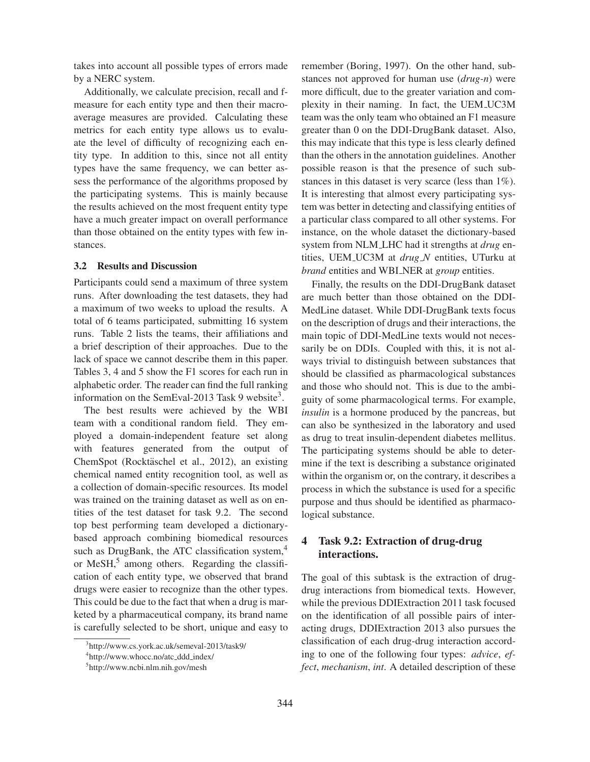takes into account all possible types of errors made by a NERC system.

Additionally, we calculate precision, recall and f-measure for each entity type and then their macro-average measures are provided. Calculating these metrics for each entity type allows us to evaluate the level of difficulty of recognizing each entity type. In addition to this, since not all entity types have the same frequency, we can better assess the performance of the algorithms proposed by the participating systems. This is mainly because the results achieved on the most frequent entity type have a much greater impact on overall performance than those obtained on the entity types with few instances.

### 3.2 Results and Discussion

Participants could send a maximum of three system runs. After downloading the test datasets, they had a maximum of two weeks to upload the results. A total of 6 teams participated, submitting 16 system runs. Table 2 lists the teams, their affiliations and a brief description of their approaches. Due to the lack of space we cannot describe them in this paper. Tables 3, 4 and 5 show the F1 scores for each run in alphabetic order. The reader can find the full ranking information on the SemEval-2013 Task 9 website[3].

The best results were achieved by the WBI team with a conditional random field. They employed a domain-independent feature set along with features generated from the output of ChemSpot (Rocktäschel et al., 2012), an existing chemical named entity recognition tool, as well as a collection of domain-specific resources. Its model was trained on the training dataset as well as on entities of the test dataset for task 9.2. The second top best performing team developed a dictionary-based approach combining biomedical resources such as DrugBank, the ATC classification system,[4] or MeSH,[5] among others. Regarding the classification of each entity type, we observed that brand drugs were easier to recognize than the other types. This could be due to the fact that when a drug is marketed by a pharmaceutical company, its brand name is carefully selected to be short, unique and easy to remember (Boring, 1997). On the other hand, substances not approved for human use (*drug-n*) were more difficult, due to the greater variation and complexity in their naming. In fact, the UEM_UC3M team was the only team who obtained an F1 measure greater than 0 on the DDI-DrugBank dataset. Also, this may indicate that this type is less clearly defined than the others in the annotation guidelines. Another possible reason is that the presence of such substances in this dataset is very scarce (less than 1%). It is interesting that almost every participating system was better in detecting and classifying entities of a particular class compared to all other systems. For instance, on the whole dataset the dictionary-based system from NLM_LHC had its strengths at *drug* entities, UEM_UC3M at *drug_N* entities, UTurku at *brand* entities and WBI_NER at *group* entities.

Finally, the results on the DDI-DrugBank dataset are much better than those obtained on the DDI-MedLine dataset. While DDI-DrugBank texts focus on the description of drugs and their interactions, the main topic of DDI-MedLine texts would not necessarily be on DDIs. Coupled with this, it is not always trivial to distinguish between substances that should be classified as pharmacological substances and those who should not. This is due to the ambiguity of some pharmacological terms. For example, *insulin* is a hormone produced by the pancreas, but can also be synthesized in the laboratory and used as drug to treat insulin-dependent diabetes mellitus. The participating systems should be able to determine if the text is describing a substance originated within the organism or, on the contrary, it describes a process in which the substance is used for a specific purpose and thus should be identified as pharmacological substance.

## 4 Task 9.2: Extraction of drug-drug interactions.

The goal of this subtask is the extraction of drug-drug interactions from biomedical texts. However, while the previous DDIExtraction 2011 task focused on the identification of all possible pairs of interacting drugs, DDIExtraction 2013 also pursues the classification of each drug-drug interaction according to one of the following four types: *advice*, *effect*, *mechanism*, *int*. A detailed description of these

[3] http://www.cs.york.ac.uk/semeval-2013/task9/

[4] http://www.whocc.no/atc_ddd_index/

[5] http://www.ncbi.nlm.nih.gov/mesh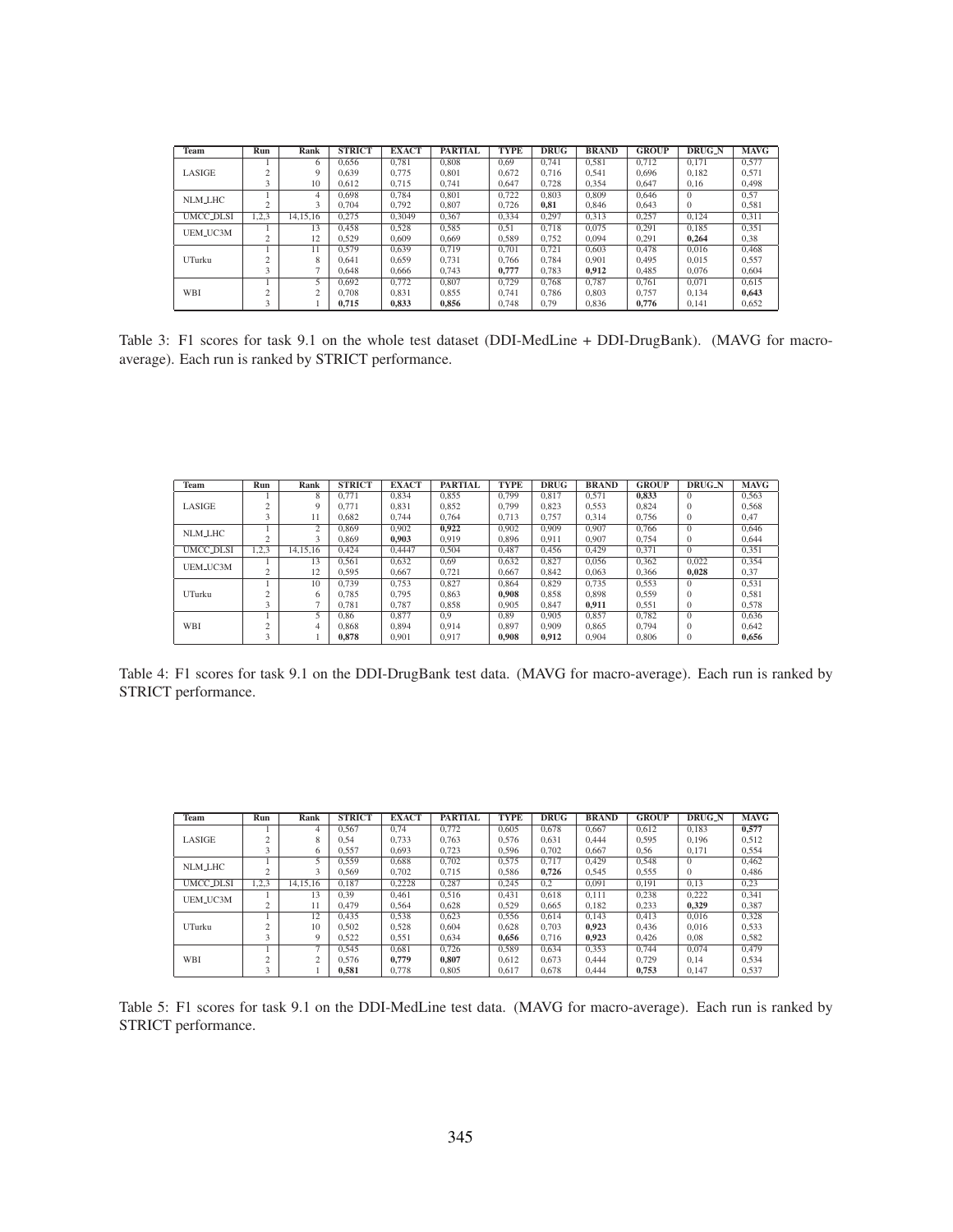| Team | Run | Rank | STRICT | EXACT | PARTIAL | TYPE | DRUG | BRAND | GROUP | DRUG_N | MAVG |
|---|---|---|---|---|---|---|---|---|---|---|---|
| LASIGE | 1 | 6 | 0,656 | 0,781 | 0,808 | 0,69 | 0,741 | 0,581 | 0,712 | 0,171 | 0,577 |
| | 2 | 9 | 0,639 | 0,775 | 0,801 | 0,672 | 0,716 | 0,541 | 0,696 | 0,182 | 0,571 |
| | 3 | 10 | 0,612 | 0,715 | 0,741 | 0,647 | 0,728 | 0,354 | 0,647 | 0,16 | 0,498 |
| NLM_LHC | 1 | 4 | 0,698 | 0,784 | 0,801 | 0,722 | 0,803 | 0,809 | 0,646 | 0 | 0,57 |
| | 2 | 3 | 0,704 | 0,792 | 0,807 | 0,726 | **0,81** | 0,846 | 0,643 | 0 | 0,581 |
| UMCC_DLSI | 1,2,3 | 14,15,16 | 0,275 | 0,3049 | 0,367 | 0,334 | 0,297 | 0,313 | 0,257 | 0,124 | 0,311 |
| UEM_UC3M | 1 | 13 | 0,458 | 0,528 | 0,585 | 0,51 | 0,718 | 0,075 | 0,291 | 0,185 | 0,351 |
| | 2 | 12 | 0,529 | 0,609 | 0,669 | 0,589 | 0,752 | 0,094 | 0,291 | **0,264** | 0,38 |
| UTurku | 1 | 11 | 0,579 | 0,639 | 0,719 | 0,701 | 0,721 | 0,603 | 0,478 | 0,016 | 0,468 |
| | 2 | 8 | 0,641 | 0,659 | 0,731 | 0,766 | 0,784 | 0,901 | 0,495 | 0,015 | 0,557 |
| | 3 | 7 | 0,648 | 0,666 | 0,743 | **0,777** | 0,783 | **0,912** | 0,485 | 0,076 | 0,604 |
| WBI | 1 | 5 | 0,692 | 0,772 | 0,807 | 0,729 | 0,768 | 0,787 | 0,761 | 0,071 | 0,615 |
| | 2 | 2 | 0,708 | 0,831 | 0,855 | 0,741 | 0,786 | 0,803 | 0,757 | 0,134 | **0,643** |
| | 3 | 1 | **0,715** | **0,833** | **0,856** | 0,748 | 0,79 | 0,836 | **0,776** | 0,141 | 0,652 |

Table 3: F1 scores for task 9.1 on the whole test dataset (DDI-MedLine + DDI-DrugBank). (MAVG for macro-average). Each run is ranked by STRICT performance.

| Team | Run | Rank | STRICT | EXACT | PARTIAL | TYPE | DRUG | BRAND | GROUP | DRUG_N | MAVG |
|---|---|---|---|---|---|---|---|---|---|---|---|
| LASIGE | 1 | 8 | 0,771 | 0,834 | 0,855 | 0,799 | 0,817 | 0,571 | **0,833** | 0 | 0,563 |
| | 2 | 9 | 0,771 | 0,831 | 0,852 | 0,799 | 0,823 | 0,553 | 0,824 | 0 | 0,568 |
| | 3 | 11 | 0,682 | 0,744 | 0,764 | 0,713 | 0,757 | 0,314 | 0,756 | 0 | 0,47 |
| NLM_LHC | 1 | 2 | 0,869 | 0,902 | **0,922** | 0,902 | 0,909 | 0,907 | 0,766 | 0 | 0,646 |
| | 2 | 3 | 0,869 | **0,903** | 0,919 | 0,896 | 0,911 | 0,907 | 0,754 | 0 | 0,644 |
| UMCC_DLSI | 1,2,3 | 14,15,16 | 0,424 | 0,4447 | 0,504 | 0,487 | 0,456 | 0,429 | 0,371 | 0 | 0,351 |
| UEM_UC3M | 1 | 13 | 0,561 | 0,632 | 0,69 | 0,632 | 0,827 | 0,056 | 0,362 | 0,022 | 0,354 |
| | 2 | 12 | 0,595 | 0,667 | 0,721 | 0,667 | 0,842 | 0,063 | 0,366 | **0,028** | 0,37 |
| UTurku | 1 | 10 | 0,739 | 0,753 | 0,827 | 0,864 | 0,829 | 0,735 | 0,553 | 0 | 0,531 |
| | 2 | 6 | 0,785 | 0,795 | 0,863 | **0,908** | 0,858 | 0,898 | 0,559 | 0 | 0,581 |
| | 3 | 7 | 0,781 | 0,787 | 0,858 | 0,905 | 0,847 | **0,911** | 0,551 | 0 | 0,578 |
| WBI | 1 | 5 | 0,86 | 0,877 | 0,9 | 0,89 | 0,905 | 0,857 | 0,782 | 0 | 0,636 |
| | 2 | 4 | 0,868 | 0,894 | 0,914 | 0,897 | 0,909 | 0,865 | 0,794 | 0 | 0,642 |
| | 3 | 1 | **0,878** | 0,901 | 0,917 | **0,908** | **0,912** | 0,904 | 0,806 | 0 | **0,656** |

Table 4: F1 scores for task 9.1 on the DDI-DrugBank test data. (MAVG for macro-average). Each run is ranked by STRICT performance.

| Team | Run | Rank | STRICT | EXACT | PARTIAL | TYPE | DRUG | BRAND | GROUP | DRUG_N | MAVG |
|---|---|---|---|---|---|---|---|---|---|---|---|
| LASIGE | 1 | 4 | 0,567 | 0,74 | 0,772 | 0,605 | 0,678 | 0,667 | 0,612 | 0,183 | **0,577** |
| | 2 | 8 | 0,54 | 0,733 | 0,763 | 0,576 | 0,631 | 0,444 | 0,595 | 0,196 | 0,512 |
| | 3 | 6 | 0,557 | 0,693 | 0,723 | 0,596 | 0,702 | 0,667 | 0,56 | 0,171 | 0,554 |
| NLM_LHC | 1 | 5 | 0,559 | 0,688 | 0,702 | 0,575 | 0,717 | 0,429 | 0,548 | 0 | 0,462 |
| | 2 | 3 | 0,569 | 0,702 | 0,715 | 0,586 | **0,726** | 0,545 | 0,555 | 0 | 0,486 |
| UMCC_DLSI | 1,2,3 | 14,15,16 | 0,187 | 0,2228 | 0,287 | 0,245 | 0,2 | 0,091 | 0,191 | 0,13 | 0,23 |
| UEM_UC3M | 1 | 13 | 0,39 | 0,461 | 0,516 | 0,431 | 0,618 | 0,111 | 0,238 | 0,222 | 0,341 |
| | 2 | 11 | 0,479 | 0,564 | 0,628 | 0,529 | 0,665 | 0,182 | 0,233 | **0,329** | 0,387 |
| UTurku | 1 | 12 | 0,435 | 0,538 | 0,623 | 0,556 | 0,614 | 0,143 | 0,413 | 0,016 | 0,328 |
| | 2 | 10 | 0,502 | 0,528 | 0,604 | 0,628 | 0,703 | **0,923** | 0,436 | 0,016 | 0,533 |
| | 3 | 9 | 0,522 | 0,551 | 0,634 | **0,656** | 0,716 | **0,923** | 0,426 | 0,08 | 0,582 |
| WBI | 1 | 7 | 0,545 | 0,681 | 0,726 | 0,589 | 0,634 | 0,353 | 0,744 | 0,074 | 0,479 |
| | 2 | 2 | 0,576 | **0,779** | **0,807** | 0,612 | 0,673 | 0,444 | 0,729 | 0,14 | 0,534 |
| | 3 | 1 | **0,581** | 0,778 | 0,805 | 0,617 | 0,678 | 0,444 | **0,753** | 0,147 | 0,537 |

Table 5: F1 scores for task 9.1 on the DDI-MedLine test data. (MAVG for macro-average). Each run is ranked by STRICT performance.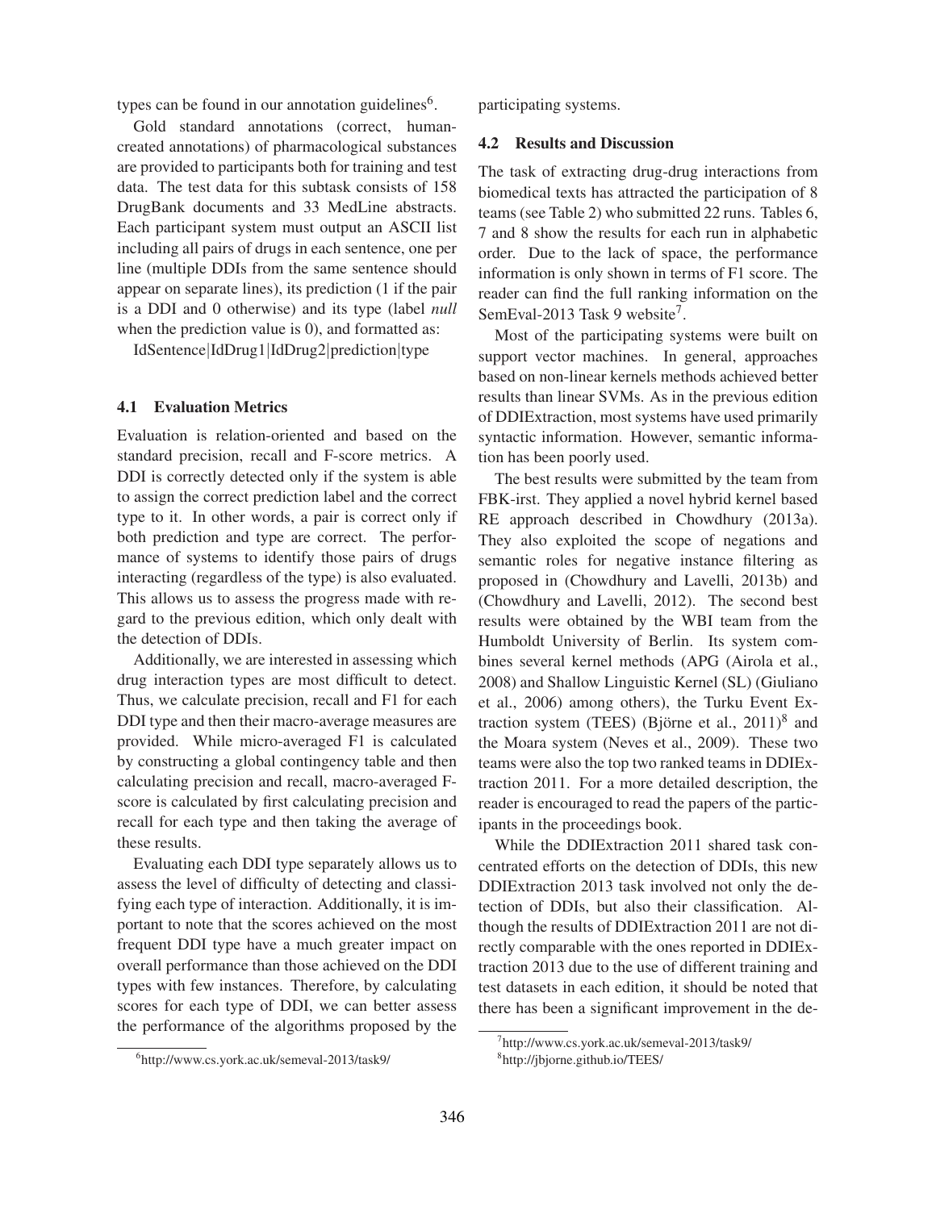types can be found in our annotation guidelines[6].

Gold standard annotations (correct, human-created annotations) of pharmacological substances are provided to participants both for training and test data. The test data for this subtask consists of 158 DrugBank documents and 33 MedLine abstracts. Each participant system must output an ASCII list including all pairs of drugs in each sentence, one per line (multiple DDIs from the same sentence should appear on separate lines), its prediction (1 if the pair is a DDI and 0 otherwise) and its type (label *null* when the prediction value is 0), and formatted as:

IdSentence|IdDrug1|IdDrug2|prediction|type

### 4.1 Evaluation Metrics

Evaluation is relation-oriented and based on the standard precision, recall and F-score metrics. A DDI is correctly detected only if the system is able to assign the correct prediction label and the correct type to it. In other words, a pair is correct only if both prediction and type are correct. The performance of systems to identify those pairs of drugs interacting (regardless of the type) is also evaluated. This allows us to assess the progress made with regard to the previous edition, which only dealt with the detection of DDIs.

Additionally, we are interested in assessing which drug interaction types are most difficult to detect. Thus, we calculate precision, recall and F1 for each DDI type and then their macro-average measures are provided. While micro-averaged F1 is calculated by constructing a global contingency table and then calculating precision and recall, macro-averaged F-score is calculated by first calculating precision and recall for each type and then taking the average of these results.

Evaluating each DDI type separately allows us to assess the level of difficulty of detecting and classifying each type of interaction. Additionally, it is important to note that the scores achieved on the most frequent DDI type have a much greater impact on overall performance than those achieved on the DDI types with few instances. Therefore, by calculating scores for each type of DDI, we can better assess the performance of the algorithms proposed by the participating systems.

### 4.2 Results and Discussion

The task of extracting drug-drug interactions from biomedical texts has attracted the participation of 8 teams (see Table 2) who submitted 22 runs. Tables 6, 7 and 8 show the results for each run in alphabetic order. Due to the lack of space, the performance information is only shown in terms of F1 score. The reader can find the full ranking information on the SemEval-2013 Task 9 website[7].

Most of the participating systems were built on support vector machines. In general, approaches based on non-linear kernels methods achieved better results than linear SVMs. As in the previous edition of DDIExtraction, most systems have used primarily syntactic information. However, semantic information has been poorly used.

The best results were submitted by the team from FBK-irst. They applied a novel hybrid kernel based RE approach described in Chowdhury (2013a). They also exploited the scope of negations and semantic roles for negative instance filtering as proposed in (Chowdhury and Lavelli, 2013b) and (Chowdhury and Lavelli, 2012). The second best results were obtained by the WBI team from the Humboldt University of Berlin. Its system combines several kernel methods (APG (Airola et al., 2008) and Shallow Linguistic Kernel (SL) (Giuliano et al., 2006) among others), the Turku Event Extraction system (TEES) (Björne et al., 2011)[8] and the Moara system (Neves et al., 2009). These two teams were also the top two ranked teams in DDIExtraction 2011. For a more detailed description, the reader is encouraged to read the papers of the participants in the proceedings book.

While the DDIExtraction 2011 shared task concentrated efforts on the detection of DDIs, this new DDIExtraction 2013 task involved not only the detection of DDIs, but also their classification. Although the results of DDIExtraction 2011 are not directly comparable with the ones reported in DDIExtraction 2013 due to the use of different training and test datasets in each edition, it should be noted that there has been a significant improvement in the de-

[6] http://www.cs.york.ac.uk/semeval-2013/task9/

[7] http://www.cs.york.ac.uk/semeval-2013/task9/

[8] http://jbjorne.github.io/TEES/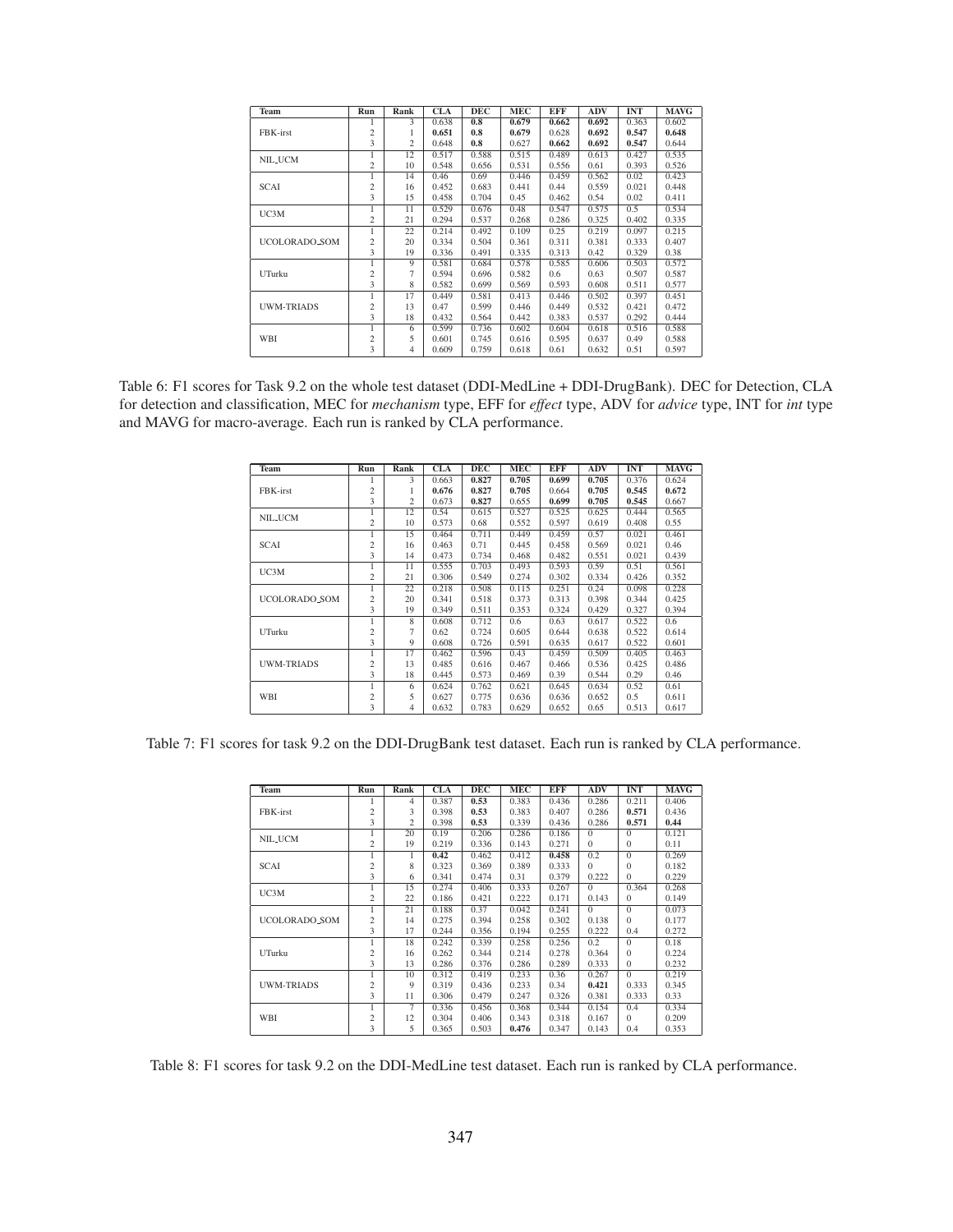| Team | Run | Rank | CLA | DEC | MEC | EFF | ADV | INT | MAVG |
|---|---|---|---|---|---|---|---|---|---|
| FBK-irst | 1 | 3 | 0.638 | **0.8** | **0.679** | **0.662** | **0.692** | 0.363 | 0.602 |
| | 2 | 1 | **0.651** | **0.8** | **0.679** | 0.628 | **0.692** | **0.547** | **0.648** |
| | 3 | 2 | 0.648 | **0.8** | 0.627 | **0.662** | **0.692** | **0.547** | 0.644 |
| NIL_UCM | 1 | 12 | 0.517 | 0.588 | 0.515 | 0.489 | 0.613 | 0.427 | 0.535 |
| | 2 | 10 | 0.548 | 0.656 | 0.531 | 0.556 | 0.61 | 0.393 | 0.526 |
| SCAI | 1 | 14 | 0.46 | 0.69 | 0.446 | 0.459 | 0.562 | 0.02 | 0.423 |
| | 2 | 16 | 0.452 | 0.683 | 0.441 | 0.44 | 0.559 | 0.021 | 0.448 |
| | 3 | 15 | 0.458 | 0.704 | 0.45 | 0.462 | 0.54 | 0.02 | 0.411 |
| UC3M | 1 | 11 | 0.529 | 0.676 | 0.48 | 0.547 | 0.575 | 0.5 | 0.534 |
| | 2 | 21 | 0.294 | 0.537 | 0.268 | 0.286 | 0.325 | 0.402 | 0.335 |
| UCOLORADO_SOM | 1 | 22 | 0.214 | 0.492 | 0.109 | 0.25 | 0.219 | 0.097 | 0.215 |
| | 2 | 20 | 0.334 | 0.504 | 0.361 | 0.311 | 0.381 | 0.333 | 0.407 |
| | 3 | 19 | 0.336 | 0.491 | 0.335 | 0.313 | 0.42 | 0.329 | 0.38 |
| UTurku | 1 | 9 | 0.581 | 0.684 | 0.578 | 0.585 | 0.606 | 0.503 | 0.572 |
| | 2 | 7 | 0.594 | 0.696 | 0.582 | 0.6 | 0.63 | 0.507 | 0.587 |
| | 3 | 8 | 0.582 | 0.699 | 0.569 | 0.593 | 0.608 | 0.511 | 0.577 |
| UWM-TRIADS | 1 | 17 | 0.449 | 0.581 | 0.413 | 0.446 | 0.502 | 0.397 | 0.451 |
| | 2 | 13 | 0.47 | 0.599 | 0.446 | 0.449 | 0.532 | 0.421 | 0.472 |
| | 3 | 18 | 0.432 | 0.564 | 0.442 | 0.383 | 0.537 | 0.292 | 0.444 |
| WBI | 1 | 6 | 0.599 | 0.736 | 0.602 | 0.604 | 0.618 | 0.516 | 0.588 |
| | 2 | 5 | 0.601 | 0.745 | 0.616 | 0.595 | 0.637 | 0.49 | 0.588 |
| | 3 | 4 | 0.609 | 0.759 | 0.618 | 0.61 | 0.632 | 0.51 | 0.597 |

Table 6: F1 scores for Task 9.2 on the whole test dataset (DDI-MedLine + DDI-DrugBank). DEC for Detection, CLA for detection and classification, MEC for *mechanism* type, EFF for *effect* type, ADV for *advice* type, INT for *int* type and MAVG for macro-average. Each run is ranked by CLA performance.

| Team | Run | Rank | CLA | DEC | MEC | EFF | ADV | INT | MAVG |
|---|---|---|---|---|---|---|---|---|---|
| FBK-irst | 1 | 3 | 0.663 | **0.827** | **0.705** | **0.699** | **0.705** | 0.376 | 0.624 |
| | 2 | 1 | **0.676** | **0.827** | **0.705** | 0.664 | **0.705** | **0.545** | **0.672** |
| | 3 | 2 | 0.673 | **0.827** | 0.655 | **0.699** | **0.705** | **0.545** | 0.667 |
| NIL_UCM | 1 | 12 | 0.54 | 0.615 | 0.527 | 0.525 | 0.625 | 0.444 | 0.565 |
| | 2 | 10 | 0.573 | 0.68 | 0.552 | 0.597 | 0.619 | 0.408 | 0.55 |
| SCAI | 1 | 15 | 0.464 | 0.711 | 0.449 | 0.459 | 0.57 | 0.021 | 0.461 |
| | 2 | 16 | 0.463 | 0.71 | 0.445 | 0.458 | 0.569 | 0.021 | 0.46 |
| | 3 | 14 | 0.473 | 0.734 | 0.468 | 0.482 | 0.551 | 0.021 | 0.439 |
| UC3M | 1 | 11 | 0.555 | 0.703 | 0.493 | 0.593 | 0.59 | 0.51 | 0.561 |
| | 2 | 21 | 0.306 | 0.549 | 0.274 | 0.302 | 0.334 | 0.426 | 0.352 |
| UCOLORADO_SOM | 1 | 22 | 0.218 | 0.508 | 0.115 | 0.251 | 0.24 | 0.098 | 0.228 |
| | 2 | 20 | 0.341 | 0.518 | 0.373 | 0.313 | 0.398 | 0.344 | 0.425 |
| | 3 | 19 | 0.349 | 0.511 | 0.353 | 0.324 | 0.429 | 0.327 | 0.394 |
| UTurku | 1 | 8 | 0.608 | 0.712 | 0.6 | 0.63 | 0.617 | 0.522 | 0.6 |
| | 2 | 7 | 0.62 | 0.724 | 0.605 | 0.644 | 0.638 | 0.522 | 0.614 |
| | 3 | 9 | 0.608 | 0.726 | 0.591 | 0.635 | 0.617 | 0.522 | 0.601 |
| UWM-TRIADS | 1 | 17 | 0.462 | 0.596 | 0.43 | 0.459 | 0.509 | 0.405 | 0.463 |
| | 2 | 13 | 0.485 | 0.616 | 0.467 | 0.466 | 0.536 | 0.425 | 0.486 |
| | 3 | 18 | 0.445 | 0.573 | 0.469 | 0.39 | 0.544 | 0.29 | 0.46 |
| WBI | 1 | 6 | 0.624 | 0.762 | 0.621 | 0.645 | 0.634 | 0.52 | 0.61 |
| | 2 | 5 | 0.627 | 0.775 | 0.636 | 0.636 | 0.652 | 0.5 | 0.611 |
| | 3 | 4 | 0.632 | 0.783 | 0.629 | 0.652 | 0.65 | 0.513 | 0.617 |

Table 7: F1 scores for task 9.2 on the DDI-DrugBank test dataset. Each run is ranked by CLA performance.

| Team | Run | Rank | CLA | DEC | MEC | EFF | ADV | INT | MAVG |
|---|---|---|---|---|---|---|---|---|---|
| FBK-irst | 1 | 4 | 0.387 | **0.53** | 0.383 | 0.436 | 0.286 | 0.211 | 0.406 |
| | 2 | 3 | 0.398 | **0.53** | 0.383 | 0.407 | 0.286 | **0.571** | 0.436 |
| | 3 | 2 | 0.398 | **0.53** | 0.339 | 0.436 | 0.286 | **0.571** | **0.44** |
| NIL_UCM | 1 | 20 | 0.19 | 0.206 | 0.286 | 0.186 | 0 | 0 | 0.121 |
| | 2 | 19 | 0.219 | 0.336 | 0.143 | 0.271 | 0 | 0 | 0.11 |
| SCAI | 1 | 1 | **0.42** | 0.462 | 0.412 | **0.458** | 0.2 | 0 | 0.269 |
| | 2 | 8 | 0.323 | 0.369 | 0.389 | 0.333 | 0 | 0 | 0.182 |
| | 3 | 6 | 0.341 | 0.474 | 0.31 | 0.379 | 0.222 | 0 | 0.229 |
| UC3M | 1 | 15 | 0.274 | 0.406 | 0.333 | 0.267 | 0 | 0.364 | 0.268 |
| | 2 | 22 | 0.186 | 0.421 | 0.222 | 0.171 | 0.143 | 0 | 0.149 |
| UCOLORADO_SOM | 1 | 21 | 0.188 | 0.37 | 0.042 | 0.241 | 0 | 0 | 0.073 |
| | 2 | 14 | 0.275 | 0.394 | 0.258 | 0.302 | 0.138 | 0 | 0.177 |
| | 3 | 17 | 0.244 | 0.356 | 0.194 | 0.255 | 0.222 | 0.4 | 0.272 |
| UTurku | 1 | 18 | 0.242 | 0.339 | 0.258 | 0.256 | 0.2 | 0 | 0.18 |
| | 2 | 16 | 0.262 | 0.344 | 0.214 | 0.278 | 0.364 | 0 | 0.224 |
| | 3 | 13 | 0.286 | 0.376 | 0.286 | 0.289 | 0.333 | 0 | 0.232 |
| UWM-TRIADS | 1 | 10 | 0.312 | 0.419 | 0.233 | 0.36 | 0.267 | 0 | 0.219 |
| | 2 | 9 | 0.319 | 0.436 | 0.233 | 0.34 | **0.421** | 0.333 | 0.345 |
| | 3 | 11 | 0.306 | 0.479 | 0.247 | 0.326 | 0.381 | 0.333 | 0.33 |
| WBI | 1 | 7 | 0.336 | 0.456 | 0.368 | 0.344 | 0.154 | 0.4 | 0.334 |
| | 2 | 12 | 0.304 | 0.406 | 0.343 | 0.318 | 0.167 | 0 | 0.209 |
| | 3 | 5 | 0.365 | 0.503 | **0.476** | 0.347 | 0.143 | 0.4 | 0.353 |

Table 8: F1 scores for task 9.2 on the DDI-MedLine test dataset. Each run is ranked by CLA performance.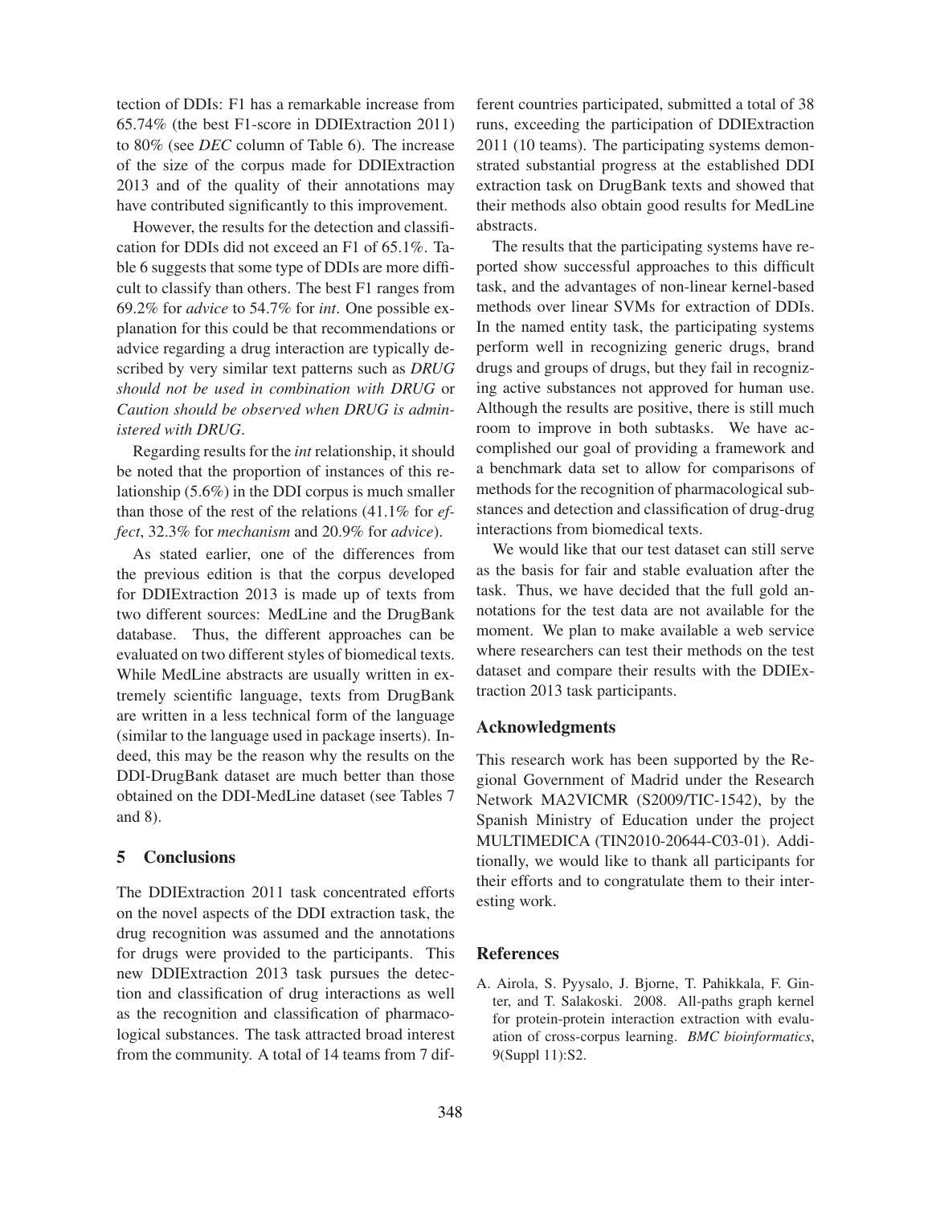tection of DDIs: F1 has a remarkable increase from 65.74% (the best F1-score in DDIExtraction 2011) to 80% (see *DEC* column of Table 6). The increase of the size of the corpus made for DDIExtraction 2013 and of the quality of their annotations may have contributed significantly to this improvement.

However, the results for the detection and classification for DDIs did not exceed an F1 of 65.1%. Table 6 suggests that some type of DDIs are more difficult to classify than others. The best F1 ranges from 69.2% for *advice* to 54.7% for *int*. One possible explanation for this could be that recommendations or advice regarding a drug interaction are typically described by very similar text patterns such as *DRUG should not be used in combination with DRUG* or *Caution should be observed when DRUG is administered with DRUG*.

Regarding results for the *int* relationship, it should be noted that the proportion of instances of this relationship (5.6%) in the DDI corpus is much smaller than those of the rest of the relations (41.1% for *effect*, 32.3% for *mechanism* and 20.9% for *advice*).

As stated earlier, one of the differences from the previous edition is that the corpus developed for DDIExtraction 2013 is made up of texts from two different sources: MedLine and the DrugBank database. Thus, the different approaches can be evaluated on two different styles of biomedical texts. While MedLine abstracts are usually written in extremely scientific language, texts from DrugBank are written in a less technical form of the language (similar to the language used in package inserts). Indeed, this may be the reason why the results on the DDI-DrugBank dataset are much better than those obtained on the DDI-MedLine dataset (see Tables 7 and 8).

## 5 Conclusions

The DDIExtraction 2011 task concentrated efforts on the novel aspects of the DDI extraction task, the drug recognition was assumed and the annotations for drugs were provided to the participants. This new DDIExtraction 2013 task pursues the detection and classification of drug interactions as well as the recognition and classification of pharmacological substances. The task attracted broad interest from the community. A total of 14 teams from 7 different countries participated, submitted a total of 38 runs, exceeding the participation of DDIExtraction 2011 (10 teams). The participating systems demonstrated substantial progress at the established DDI extraction task on DrugBank texts and showed that their methods also obtain good results for MedLine abstracts.

The results that the participating systems have reported show successful approaches to this difficult task, and the advantages of non-linear kernel-based methods over linear SVMs for extraction of DDIs. In the named entity task, the participating systems perform well in recognizing generic drugs, brand drugs and groups of drugs, but they fail in recognizing active substances not approved for human use. Although the results are positive, there is still much room to improve in both subtasks. We have accomplished our goal of providing a framework and a benchmark data set to allow for comparisons of methods for the recognition of pharmacological substances and detection and classification of drug-drug interactions from biomedical texts.

We would like that our test dataset can still serve as the basis for fair and stable evaluation after the task. Thus, we have decided that the full gold annotations for the test data are not available for the moment. We plan to make available a web service where researchers can test their methods on the test dataset and compare their results with the DDIExtraction 2013 task participants.

## Acknowledgments

This research work has been supported by the Regional Government of Madrid under the Research Network MA2VICMR (S2009/TIC-1542), by the Spanish Ministry of Education under the project MULTIMEDICA (TIN2010-20644-C03-01). Additionally, we would like to thank all participants for their efforts and to congratulate them to their interesting work.

## References

A. Airola, S. Pyysalo, J. Bjorne, T. Pahikkala, F. Ginter, and T. Salakoski. 2008. All-paths graph kernel for protein-protein interaction extraction with evaluation of cross-corpus learning. *BMC bioinformatics*, 9(Suppl 11):S2.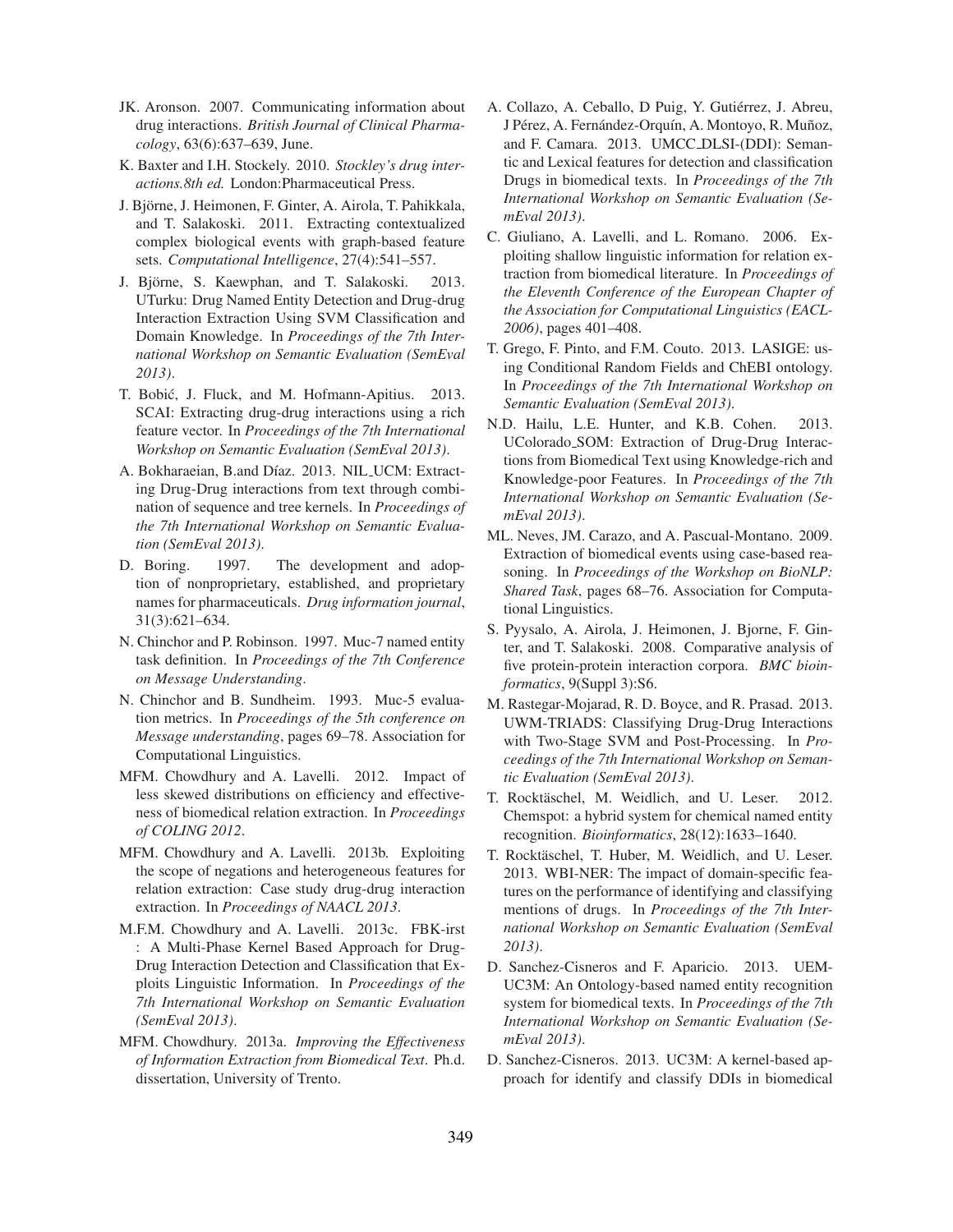JK. Aronson. 2007. Communicating information about drug interactions. *British Journal of Clinical Pharmacology*, 63(6):637–639, June.

K. Baxter and I.H. Stockely. 2010. *Stockley's drug interactions.8th ed.* London:Pharmaceutical Press.

J. Björne, J. Heimonen, F. Ginter, A. Airola, T. Pahikkala, and T. Salakoski. 2011. Extracting contextualized complex biological events with graph-based feature sets. *Computational Intelligence*, 27(4):541–557.

J. Björne, S. Kaewphan, and T. Salakoski. 2013. UTurku: Drug Named Entity Detection and Drug-drug Interaction Extraction Using SVM Classification and Domain Knowledge. In *Proceedings of the 7th International Workshop on Semantic Evaluation (SemEval 2013)*.

T. Bobić, J. Fluck, and M. Hofmann-Apitius. 2013. SCAI: Extracting drug-drug interactions using a rich feature vector. In *Proceedings of the 7th International Workshop on Semantic Evaluation (SemEval 2013)*.

A. Bokharaeian, B.and Díaz. 2013. NIL_UCM: Extracting Drug-Drug interactions from text through combination of sequence and tree kernels. In *Proceedings of the 7th International Workshop on Semantic Evaluation (SemEval 2013)*.

D. Boring. 1997. The development and adoption of nonproprietary, established, and proprietary names for pharmaceuticals. *Drug information journal*, 31(3):621–634.

N. Chinchor and P. Robinson. 1997. Muc-7 named entity task definition. In *Proceedings of the 7th Conference on Message Understanding*.

N. Chinchor and B. Sundheim. 1993. Muc-5 evaluation metrics. In *Proceedings of the 5th conference on Message understanding*, pages 69–78. Association for Computational Linguistics.

MFM. Chowdhury and A. Lavelli. 2012. Impact of less skewed distributions on efficiency and effectiveness of biomedical relation extraction. In *Proceedings of COLING 2012*.

MFM. Chowdhury and A. Lavelli. 2013b. Exploiting the scope of negations and heterogeneous features for relation extraction: Case study drug-drug interaction extraction. In *Proceedings of NAACL 2013*.

M.F.M. Chowdhury and A. Lavelli. 2013c. FBK-irst : A Multi-Phase Kernel Based Approach for Drug-Drug Interaction Detection and Classification that Exploits Linguistic Information. In *Proceedings of the 7th International Workshop on Semantic Evaluation (SemEval 2013)*.

MFM. Chowdhury. 2013a. *Improving the Effectiveness of Information Extraction from Biomedical Text*. Ph.d. dissertation, University of Trento.

A. Collazo, A. Ceballo, D Puig, Y. Gutiérrez, J. Abreu, J Pérez, A. Fernández-Orquín, A. Montoyo, R. Muñoz, and F. Camara. 2013. UMCC_DLSI-(DDI): Semantic and Lexical features for detection and classification Drugs in biomedical texts. In *Proceedings of the 7th International Workshop on Semantic Evaluation (SemEval 2013)*.

C. Giuliano, A. Lavelli, and L. Romano. 2006. Exploiting shallow linguistic information for relation extraction from biomedical literature. In *Proceedings of the Eleventh Conference of the European Chapter of the Association for Computational Linguistics (EACL-2006)*, pages 401–408.

T. Grego, F. Pinto, and F.M. Couto. 2013. LASIGE: using Conditional Random Fields and ChEBI ontology. In *Proceedings of the 7th International Workshop on Semantic Evaluation (SemEval 2013)*.

N.D. Hailu, L.E. Hunter, and K.B. Cohen. 2013. UColorado_SOM: Extraction of Drug-Drug Interactions from Biomedical Text using Knowledge-rich and Knowledge-poor Features. In *Proceedings of the 7th International Workshop on Semantic Evaluation (SemEval 2013)*.

ML. Neves, JM. Carazo, and A. Pascual-Montano. 2009. Extraction of biomedical events using case-based reasoning. In *Proceedings of the Workshop on BioNLP: Shared Task*, pages 68–76. Association for Computational Linguistics.

S. Pyysalo, A. Airola, J. Heimonen, J. Bjorne, F. Ginter, and T. Salakoski. 2008. Comparative analysis of five protein-protein interaction corpora. *BMC bioinformatics*, 9(Suppl 3):S6.

M. Rastegar-Mojarad, R. D. Boyce, and R. Prasad. 2013. UWM-TRIADS: Classifying Drug-Drug Interactions with Two-Stage SVM and Post-Processing. In *Proceedings of the 7th International Workshop on Semantic Evaluation (SemEval 2013)*.

T. Rocktäschel, M. Weidlich, and U. Leser. 2012. Chemspot: a hybrid system for chemical named entity recognition. *Bioinformatics*, 28(12):1633–1640.

T. Rocktäschel, T. Huber, M. Weidlich, and U. Leser. 2013. WBI-NER: The impact of domain-specific features on the performance of identifying and classifying mentions of drugs. In *Proceedings of the 7th International Workshop on Semantic Evaluation (SemEval 2013)*.

D. Sanchez-Cisneros and F. Aparicio. 2013. UEM-UC3M: An Ontology-based named entity recognition system for biomedical texts. In *Proceedings of the 7th International Workshop on Semantic Evaluation (SemEval 2013)*.

D. Sanchez-Cisneros. 2013. UC3M: A kernel-based approach for identify and classify DDIs in biomedical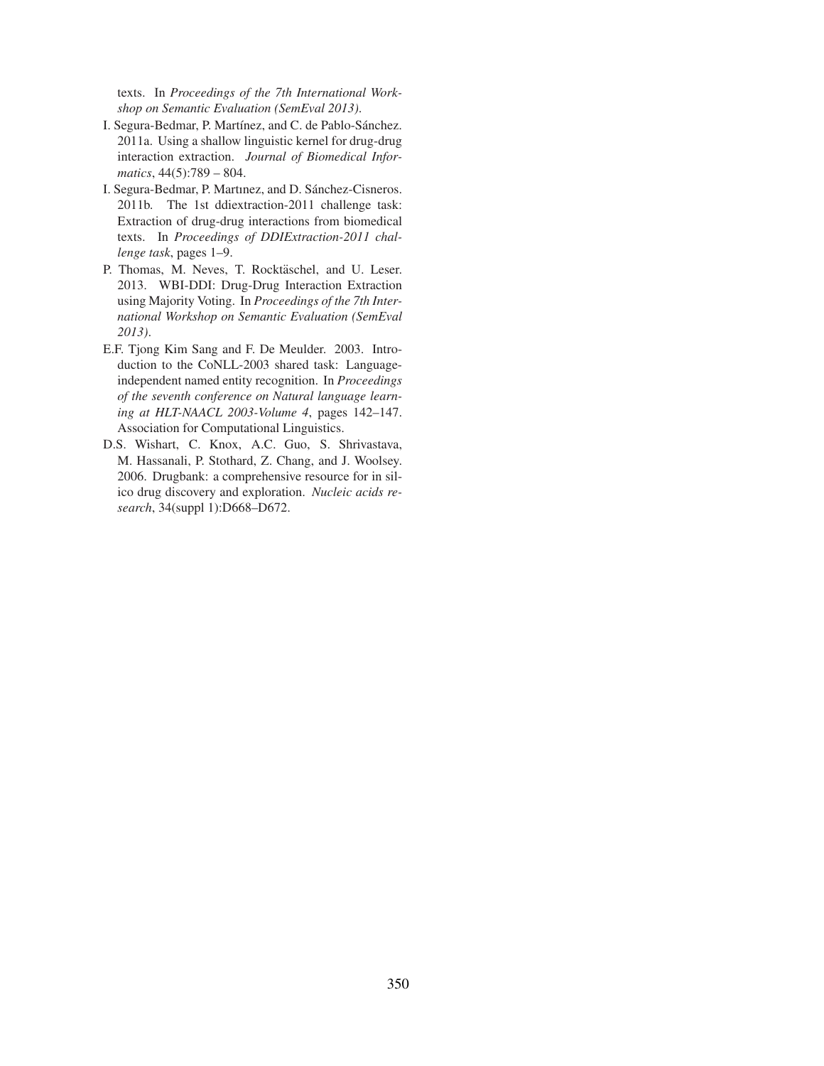texts. In *Proceedings of the 7th International Workshop on Semantic Evaluation (SemEval 2013)*.

I. Segura-Bedmar, P. Martínez, and C. de Pablo-Sánchez. 2011a. Using a shallow linguistic kernel for drug-drug interaction extraction. *Journal of Biomedical Informatics*, 44(5):789 – 804.

I. Segura-Bedmar, P. Martınez, and D. Sánchez-Cisneros. 2011b. The 1st ddiextraction-2011 challenge task: Extraction of drug-drug interactions from biomedical texts. In *Proceedings of DDIExtraction-2011 challenge task*, pages 1–9.

P. Thomas, M. Neves, T. Rocktäschel, and U. Leser. 2013. WBI-DDI: Drug-Drug Interaction Extraction using Majority Voting. In *Proceedings of the 7th International Workshop on Semantic Evaluation (SemEval 2013)*.

E.F. Tjong Kim Sang and F. De Meulder. 2003. Introduction to the CoNLL-2003 shared task: Language-independent named entity recognition. In *Proceedings of the seventh conference on Natural language learning at HLT-NAACL 2003-Volume 4*, pages 142–147. Association for Computational Linguistics.

D.S. Wishart, C. Knox, A.C. Guo, S. Shrivastava, M. Hassanali, P. Stothard, Z. Chang, and J. Woolsey. 2006. Drugbank: a comprehensive resource for in silico drug discovery and exploration. *Nucleic acids research*, 34(suppl 1):D668–D672.